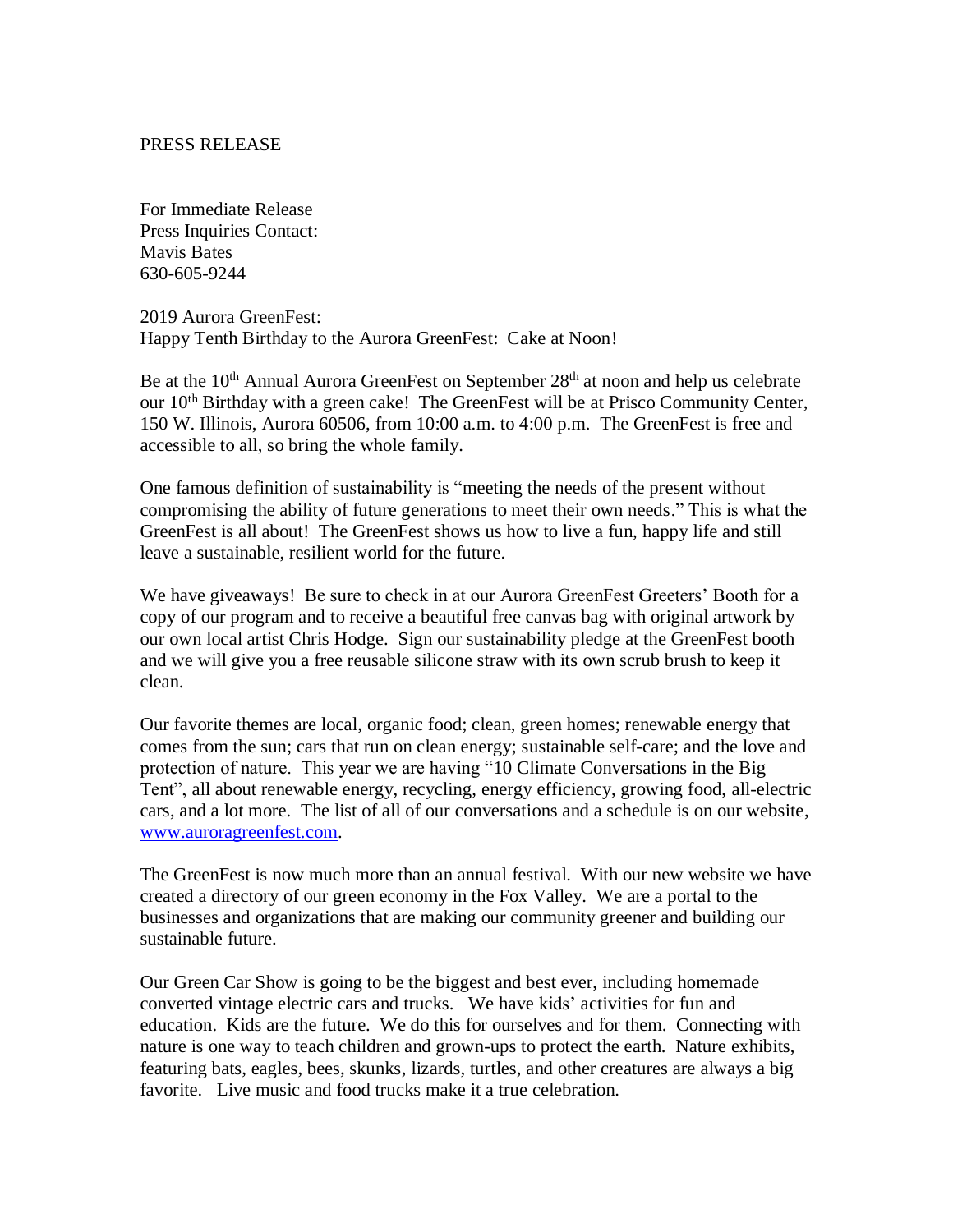PRESS RELEASE

For Immediate Release
Press Inquiries Contact:
Mavis Bates
630-605-9244

2019 Aurora GreenFest:
Happy Tenth Birthday to the Aurora GreenFest: Cake at Noon!

Be at the 10th Annual Aurora GreenFest on September 28th at noon and help us celebrate our 10th Birthday with a green cake! The GreenFest will be at Prisco Community Center, 150 W. Illinois, Aurora 60506, from 10:00 a.m. to 4:00 p.m. The GreenFest is free and accessible to all, so bring the whole family.

One famous definition of sustainability is "meeting the needs of the present without compromising the ability of future generations to meet their own needs." This is what the GreenFest is all about! The GreenFest shows us how to live a fun, happy life and still leave a sustainable, resilient world for the future.

We have giveaways! Be sure to check in at our Aurora GreenFest Greeters' Booth for a copy of our program and to receive a beautiful free canvas bag with original artwork by our own local artist Chris Hodge. Sign our sustainability pledge at the GreenFest booth and we will give you a free reusable silicone straw with its own scrub brush to keep it clean.

Our favorite themes are local, organic food; clean, green homes; renewable energy that comes from the sun; cars that run on clean energy; sustainable self-care; and the love and protection of nature. This year we are having "10 Climate Conversations in the Big Tent", all about renewable energy, recycling, energy efficiency, growing food, all-electric cars, and a lot more. The list of all of our conversations and a schedule is on our website, [www.auroragreenfest.com](http://www.auroragreenfest.com).

The GreenFest is now much more than an annual festival. With our new website we have created a directory of our green economy in the Fox Valley. We are a portal to the businesses and organizations that are making our community greener and building our sustainable future.

Our Green Car Show is going to be the biggest and best ever, including homemade converted vintage electric cars and trucks. We have kids' activities for fun and education. Kids are the future. We do this for ourselves and for them. Connecting with nature is one way to teach children and grown-ups to protect the earth. Nature exhibits, featuring bats, eagles, bees, skunks, lizards, turtles, and other creatures are always a big favorite. Live music and food trucks make it a true celebration.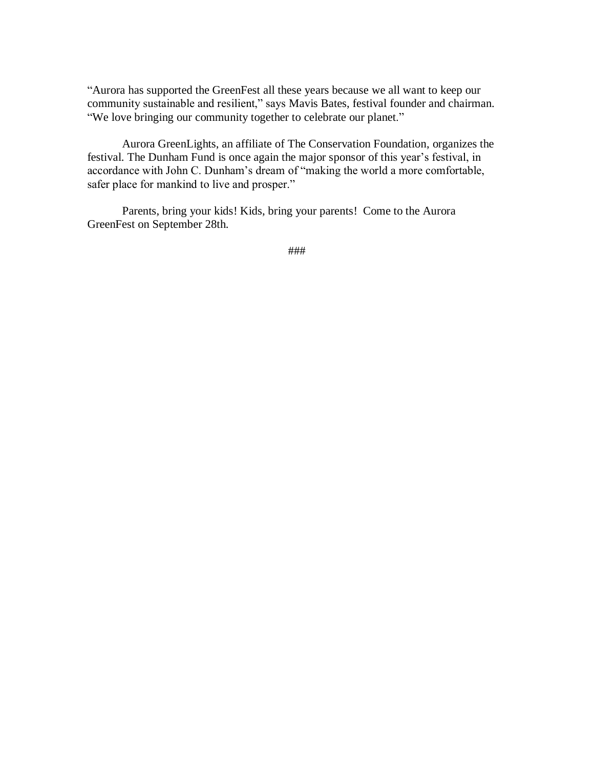"Aurora has supported the GreenFest all these years because we all want to keep our community sustainable and resilient," says Mavis Bates, festival founder and chairman. "We love bringing our community together to celebrate our planet."

Aurora GreenLights, an affiliate of The Conservation Foundation, organizes the festival. The Dunham Fund is once again the major sponsor of this year's festival, in accordance with John C. Dunham's dream of "making the world a more comfortable, safer place for mankind to live and prosper."

Parents, bring your kids! Kids, bring your parents! Come to the Aurora GreenFest on September 28th.

###